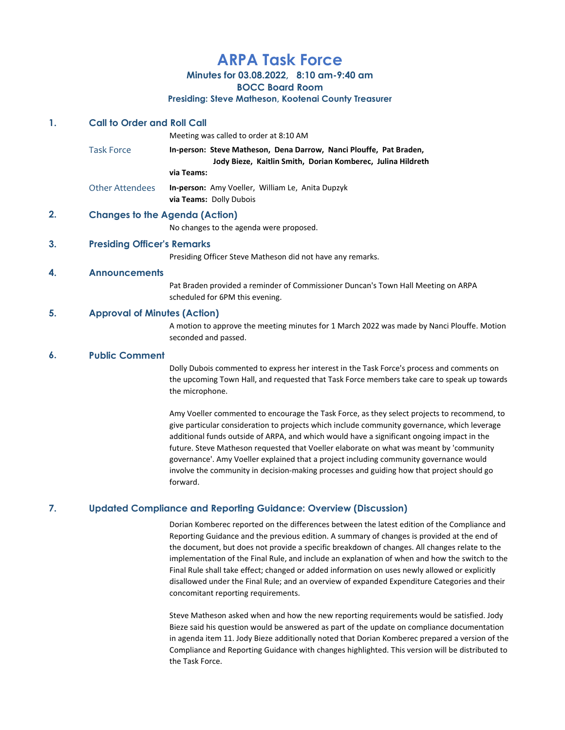# ARPA Task Force

### Minutes for 03.08.2022, 8:10 am-9:40 am
### BOCC Board Room
### Presiding: Steve Matheson, Kootenai County Treasurer

## 1. Call to Order and Roll Call

Meeting was called to order at 8:10 AM

**Task Force**

**In-person: Steve Matheson, Dena Darrow, Nanci Plouffe, Pat Braden, Jody Bieze, Kaitlin Smith, Dorian Komberec, Julina Hildreth**

**via Teams:**

**Other Attendees**

**In-person:** Amy Voeller, William Le, Anita Dupzyk

**via Teams:** Dolly Dubois

## 2. Changes to the Agenda (Action)

No changes to the agenda were proposed.

## 3. Presiding Officer's Remarks

Presiding Officer Steve Matheson did not have any remarks.

## 4. Announcements

Pat Braden provided a reminder of Commissioner Duncan's Town Hall Meeting on ARPA scheduled for 6PM this evening.

## 5. Approval of Minutes (Action)

A motion to approve the meeting minutes for 1 March 2022 was made by Nanci Plouffe. Motion seconded and passed.

## 6. Public Comment

Dolly Dubois commented to express her interest in the Task Force's process and comments on the upcoming Town Hall, and requested that Task Force members take care to speak up towards the microphone.

Amy Voeller commented to encourage the Task Force, as they select projects to recommend, to give particular consideration to projects which include community governance, which leverage additional funds outside of ARPA, and which would have a significant ongoing impact in the future. Steve Matheson requested that Voeller elaborate on what was meant by 'community governance'. Amy Voeller explained that a project including community governance would involve the community in decision-making processes and guiding how that project should go forward.

## 7. Updated Compliance and Reporting Guidance: Overview (Discussion)

Dorian Komberec reported on the differences between the latest edition of the Compliance and Reporting Guidance and the previous edition. A summary of changes is provided at the end of the document, but does not provide a specific breakdown of changes. All changes relate to the implementation of the Final Rule, and include an explanation of when and how the switch to the Final Rule shall take effect; changed or added information on uses newly allowed or explicitly disallowed under the Final Rule; and an overview of expanded Expenditure Categories and their concomitant reporting requirements.

Steve Matheson asked when and how the new reporting requirements would be satisfied. Jody Bieze said his question would be answered as part of the update on compliance documentation in agenda item 11. Jody Bieze additionally noted that Dorian Komberec prepared a version of the Compliance and Reporting Guidance with changes highlighted. This version will be distributed to the Task Force.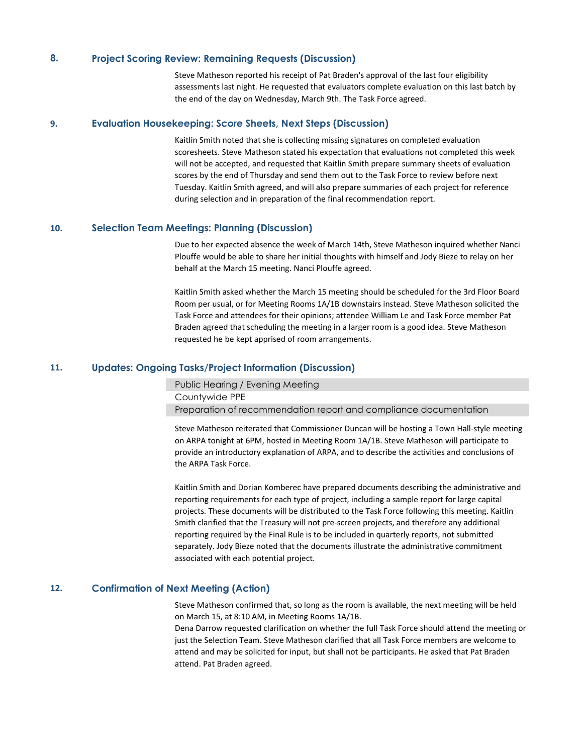## 8. Project Scoring Review: Remaining Requests (Discussion)

Steve Matheson reported his receipt of Pat Braden's approval of the last four eligibility assessments last night. He requested that evaluators complete evaluation on this last batch by the end of the day on Wednesday, March 9th. The Task Force agreed.

## 9. Evaluation Housekeeping: Score Sheets, Next Steps (Discussion)

Kaitlin Smith noted that she is collecting missing signatures on completed evaluation scoresheets. Steve Matheson stated his expectation that evaluations not completed this week will not be accepted, and requested that Kaitlin Smith prepare summary sheets of evaluation scores by the end of Thursday and send them out to the Task Force to review before next Tuesday. Kaitlin Smith agreed, and will also prepare summaries of each project for reference during selection and in preparation of the final recommendation report.

## 10. Selection Team Meetings: Planning (Discussion)

Due to her expected absence the week of March 14th, Steve Matheson inquired whether Nanci Plouffe would be able to share her initial thoughts with himself and Jody Bieze to relay on her behalf at the March 15 meeting. Nanci Plouffe agreed.

Kaitlin Smith asked whether the March 15 meeting should be scheduled for the 3rd Floor Board Room per usual, or for Meeting Rooms 1A/1B downstairs instead. Steve Matheson solicited the Task Force and attendees for their opinions; attendee William Le and Task Force member Pat Braden agreed that scheduling the meeting in a larger room is a good idea. Steve Matheson requested he be kept apprised of room arrangements.

## 11. Updates: Ongoing Tasks/Project Information (Discussion)

- Public Hearing / Evening Meeting
- Countywide PPE
- Preparation of recommendation report and compliance documentation

Steve Matheson reiterated that Commissioner Duncan will be hosting a Town Hall-style meeting on ARPA tonight at 6PM, hosted in Meeting Room 1A/1B. Steve Matheson will participate to provide an introductory explanation of ARPA, and to describe the activities and conclusions of the ARPA Task Force.

Kaitlin Smith and Dorian Komberec have prepared documents describing the administrative and reporting requirements for each type of project, including a sample report for large capital projects. These documents will be distributed to the Task Force following this meeting. Kaitlin Smith clarified that the Treasury will not pre-screen projects, and therefore any additional reporting required by the Final Rule is to be included in quarterly reports, not submitted separately. Jody Bieze noted that the documents illustrate the administrative commitment associated with each potential project.

## 12. Confirmation of Next Meeting (Action)

Steve Matheson confirmed that, so long as the room is available, the next meeting will be held on March 15, at 8:10 AM, in Meeting Rooms 1A/1B.
Dena Darrow requested clarification on whether the full Task Force should attend the meeting or just the Selection Team. Steve Matheson clarified that all Task Force members are welcome to attend and may be solicited for input, but shall not be participants. He asked that Pat Braden attend. Pat Braden agreed.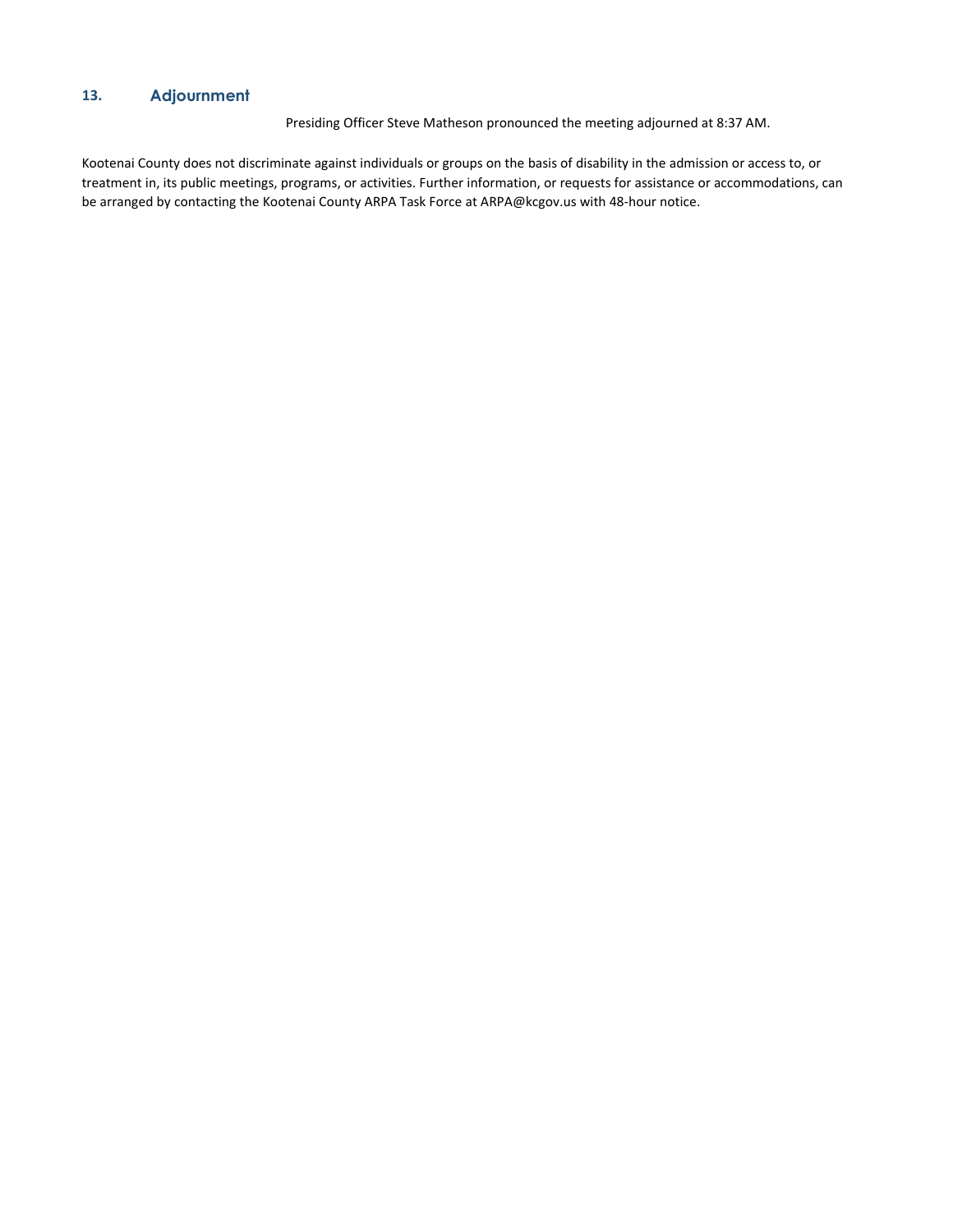## 13. Adjournment

Presiding Officer Steve Matheson pronounced the meeting adjourned at 8:37 AM.

Kootenai County does not discriminate against individuals or groups on the basis of disability in the admission or access to, or treatment in, its public meetings, programs, or activities. Further information, or requests for assistance or accommodations, can be arranged by contacting the Kootenai County ARPA Task Force at ARPA@kcgov.us with 48-hour notice.